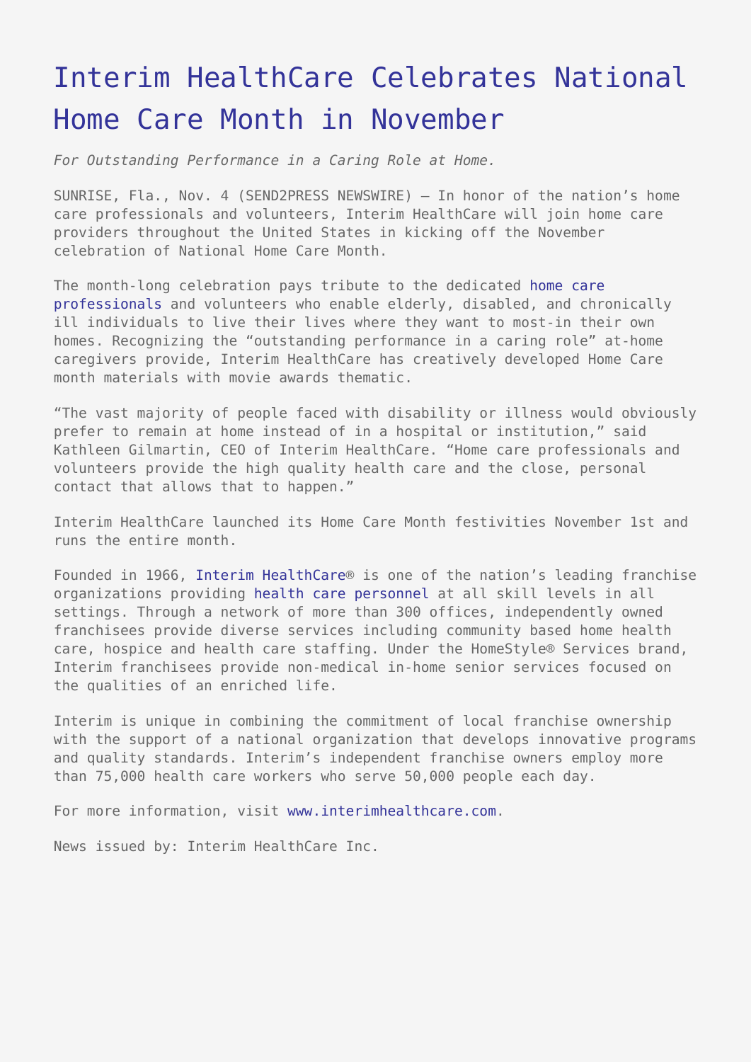# Interim HealthCare Celebrates National Home Care Month in November

*For Outstanding Performance in a Caring Role at Home.*

SUNRISE, Fla., Nov. 4 (SEND2PRESS NEWSWIRE) — In honor of the nation's home care professionals and volunteers, Interim HealthCare will join home care providers throughout the United States in kicking off the November celebration of National Home Care Month.

The month-long celebration pays tribute to the dedicated home care professionals and volunteers who enable elderly, disabled, and chronically ill individuals to live their lives where they want to most-in their own homes. Recognizing the "outstanding performance in a caring role" at-home caregivers provide, Interim HealthCare has creatively developed Home Care month materials with movie awards thematic.

"The vast majority of people faced with disability or illness would obviously prefer to remain at home instead of in a hospital or institution," said Kathleen Gilmartin, CEO of Interim HealthCare. "Home care professionals and volunteers provide the high quality health care and the close, personal contact that allows that to happen."

Interim HealthCare launched its Home Care Month festivities November 1st and runs the entire month.

Founded in 1966, Interim HealthCare® is one of the nation's leading franchise organizations providing health care personnel at all skill levels in all settings. Through a network of more than 300 offices, independently owned franchisees provide diverse services including community based home health care, hospice and health care staffing. Under the HomeStyle® Services brand, Interim franchisees provide non-medical in-home senior services focused on the qualities of an enriched life.

Interim is unique in combining the commitment of local franchise ownership with the support of a national organization that develops innovative programs and quality standards. Interim's independent franchise owners employ more than 75,000 health care workers who serve 50,000 people each day.

For more information, visit www.interimhealthcare.com.

News issued by: Interim HealthCare Inc.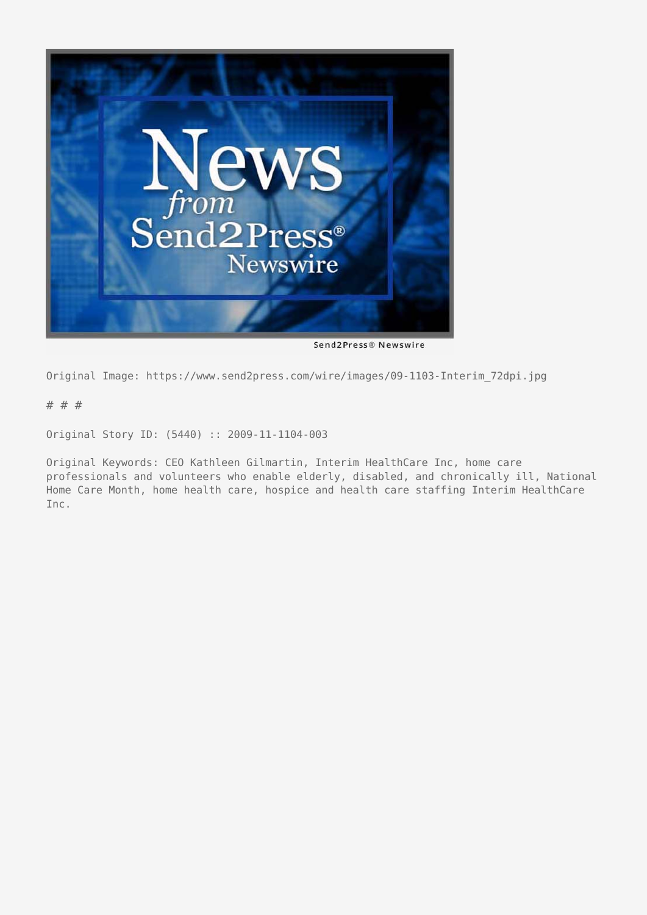Original Image: https://www.send2press.com/wire/images/09-1103-Interim_72dpi.jpg

# # #

Original Story ID: (5440) :: 2009-11-1104-003

Original Keywords: CEO Kathleen Gilmartin, Interim HealthCare Inc, home care professionals and volunteers who enable elderly, disabled, and chronically ill, National Home Care Month, home health care, hospice and health care staffing Interim HealthCare Inc.